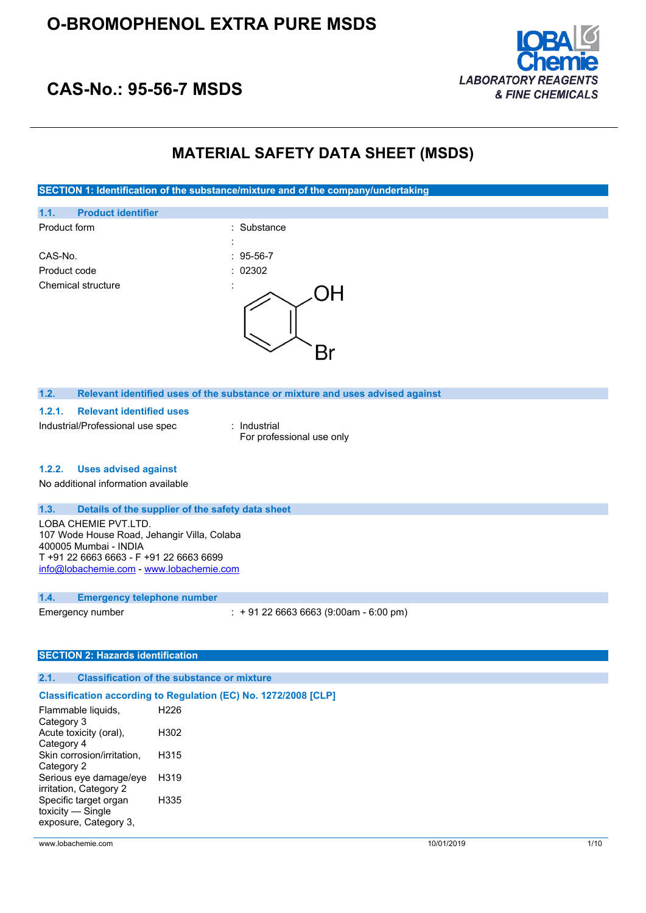# O-BROMOPHENOL EXTRA PURE MSDS

## CAS-No.: 95-56-7 MSDS

LOBA Chemie
*LABORATORY REAGENTS & FINE CHEMICALS*

# MATERIAL SAFETY DATA SHEET (MSDS)

## SECTION 1: Identification of the substance/mixture and of the company/undertaking

### 1.1. Product identifier

Product form : Substance

:

CAS-No. : 95-56-7

Product code : 02302

Chemical structure :

### 1.2. Relevant identified uses of the substance or mixture and uses advised against

#### 1.2.1. Relevant identified uses

Industrial/Professional use spec : Industrial
For professional use only

#### 1.2.2. Uses advised against

No additional information available

### 1.3. Details of the supplier of the safety data sheet

LOBA CHEMIE PVT.LTD.
107 Wode House Road, Jehangir Villa, Colaba
400005 Mumbai - INDIA
T +91 22 6663 6663 - F +91 22 6663 6699
info@lobachemie.com - www.lobachemie.com

### 1.4. Emergency telephone number

Emergency number : + 91 22 6663 6663 (9:00am - 6:00 pm)

## SECTION 2: Hazards identification

### 2.1. Classification of the substance or mixture

#### Classification according to Regulation (EC) No. 1272/2008 [CLP]

| | |
|---|---|
| Flammable liquids, Category 3 | H226 |
| Acute toxicity (oral), Category 4 | H302 |
| Skin corrosion/irritation, Category 2 | H315 |
| Serious eye damage/eye irritation, Category 2 | H319 |
| Specific target organ toxicity — Single exposure, Category 3, | H335 |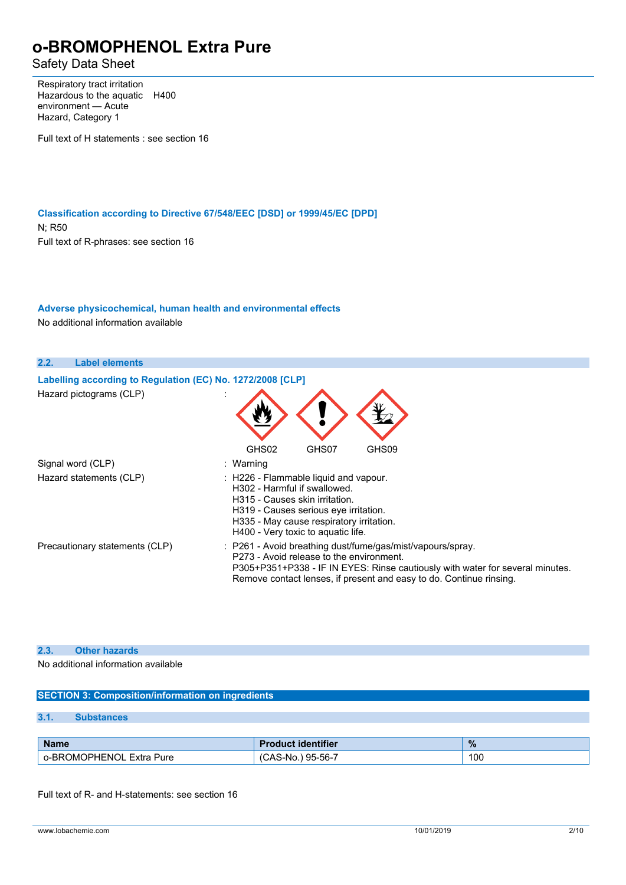| | |
|---|---|
| Respiratory tract irritation | |
| Hazardous to the aquatic environment — Acute Hazard, Category 1 | H400 |

Full text of H statements : see section 16

### Classification according to Directive 67/548/EEC [DSD] or 1999/45/EC [DPD]

N; R50

Full text of R-phrases: see section 16

### Adverse physicochemical, human health and environmental effects

No additional information available

## 2.2. Label elements

### Labelling according to Regulation (EC) No. 1272/2008 [CLP]

Hazard pictograms (CLP) :

GHS02 GHS07 GHS09

Signal word (CLP) : Warning

Hazard statements (CLP) :
- H226 - Flammable liquid and vapour.
- H302 - Harmful if swallowed.
- H315 - Causes skin irritation.
- H319 - Causes serious eye irritation.
- H335 - May cause respiratory irritation.
- H400 - Very toxic to aquatic life.

Precautionary statements (CLP) :
- P261 - Avoid breathing dust/fume/gas/mist/vapours/spray.
- P273 - Avoid release to the environment.
- P305+P351+P338 - IF IN EYES: Rinse cautiously with water for several minutes. Remove contact lenses, if present and easy to do. Continue rinsing.

## 2.3. Other hazards

No additional information available

# SECTION 3: Composition/information on ingredients

## 3.1. Substances

| Name | Product identifier | % |
|---|---|---|
| o-BROMOPHENOL Extra Pure | (CAS-No.) 95-56-7 | 100 |

Full text of R- and H-statements: see section 16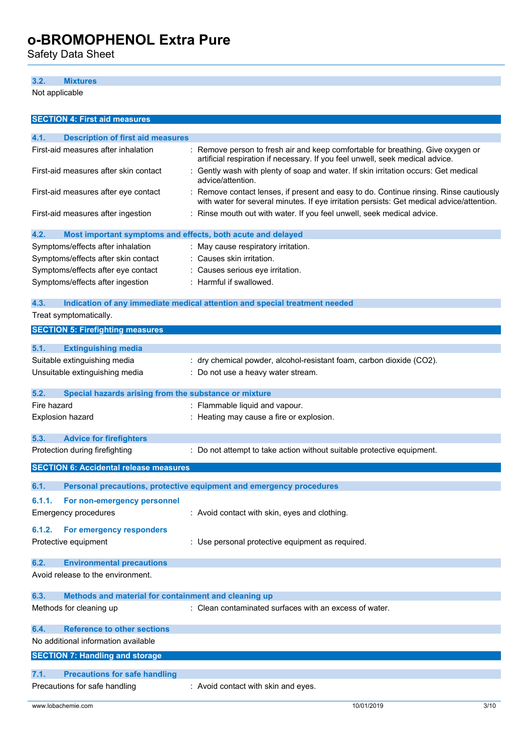### 3.2. Mixtures

Not applicable

## SECTION 4: First aid measures

### 4.1. Description of first aid measures

| | |
|---|---|
| First-aid measures after inhalation | : Remove person to fresh air and keep comfortable for breathing. Give oxygen or artificial respiration if necessary. If you feel unwell, seek medical advice. |
| First-aid measures after skin contact | : Gently wash with plenty of soap and water. If skin irritation occurs: Get medical advice/attention. |
| First-aid measures after eye contact | : Remove contact lenses, if present and easy to do. Continue rinsing. Rinse cautiously with water for several minutes. If eye irritation persists: Get medical advice/attention. |
| First-aid measures after ingestion | : Rinse mouth out with water. If you feel unwell, seek medical advice. |

### 4.2. Most important symptoms and effects, both acute and delayed

| | |
|---|---|
| Symptoms/effects after inhalation | : May cause respiratory irritation. |
| Symptoms/effects after skin contact | : Causes skin irritation. |
| Symptoms/effects after eye contact | : Causes serious eye irritation. |
| Symptoms/effects after ingestion | : Harmful if swallowed. |

### 4.3. Indication of any immediate medical attention and special treatment needed

Treat symptomatically.

## SECTION 5: Firefighting measures

### 5.1. Extinguishing media

| | |
|---|---|
| Suitable extinguishing media | : dry chemical powder, alcohol-resistant foam, carbon dioxide ($CO_2$). |
| Unsuitable extinguishing media | : Do not use a heavy water stream. |

### 5.2. Special hazards arising from the substance or mixture

| | |
|---|---|
| Fire hazard | : Flammable liquid and vapour. |
| Explosion hazard | : Heating may cause a fire or explosion. |

### 5.3. Advice for firefighters

| | |
|---|---|
| Protection during firefighting | : Do not attempt to take action without suitable protective equipment. |

## SECTION 6: Accidental release measures

### 6.1. Personal precautions, protective equipment and emergency procedures

#### 6.1.1. For non-emergency personnel

| | |
|---|---|
| Emergency procedures | : Avoid contact with skin, eyes and clothing. |

#### 6.1.2. For emergency responders

| | |
|---|---|
| Protective equipment | : Use personal protective equipment as required. |

### 6.2. Environmental precautions

Avoid release to the environment.

### 6.3. Methods and material for containment and cleaning up

| | |
|---|---|
| Methods for cleaning up | : Clean contaminated surfaces with an excess of water. |

### 6.4. Reference to other sections

No additional information available

## SECTION 7: Handling and storage

### 7.1. Precautions for safe handling

| | |
|---|---|
| Precautions for safe handling | : Avoid contact with skin and eyes. |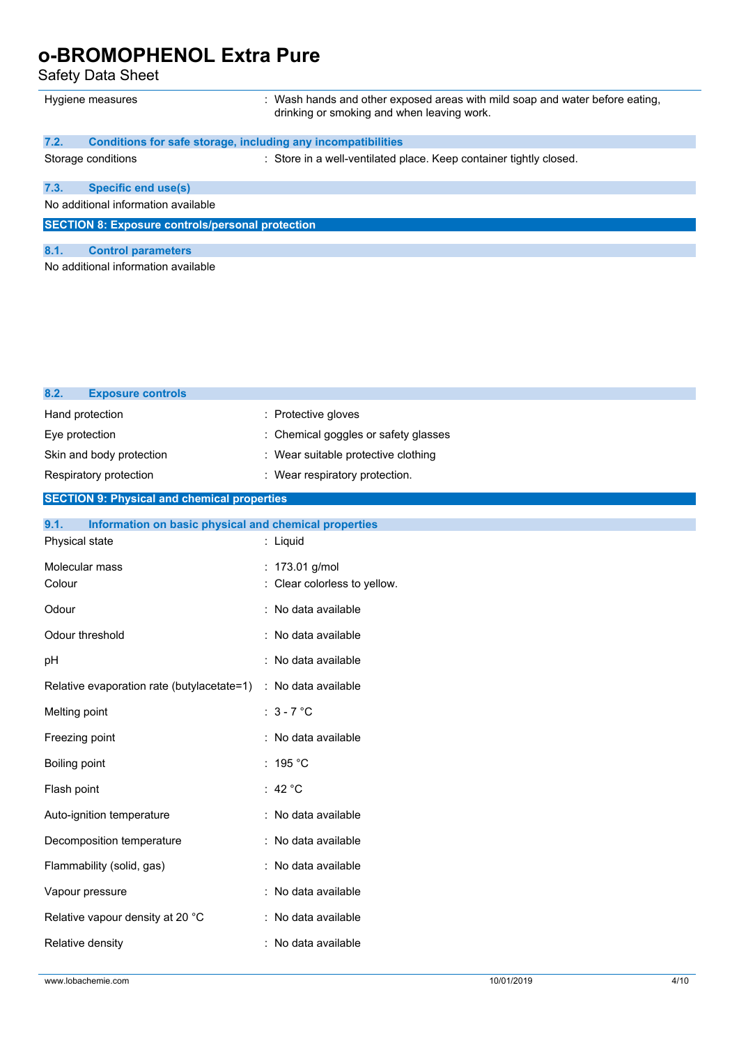| | |
|---|---|
| Hygiene measures | : Wash hands and other exposed areas with mild soap and water before eating, drinking or smoking and when leaving work. |

### 7.2. Conditions for safe storage, including any incompatibilities

| | |
|---|---|
| Storage conditions | : Store in a well-ventilated place. Keep container tightly closed. |

### 7.3. Specific end use(s)

No additional information available

## SECTION 8: Exposure controls/personal protection

### 8.1. Control parameters

No additional information available

### 8.2. Exposure controls

| | |
|---|---|
| Hand protection | : Protective gloves |
| Eye protection | : Chemical goggles or safety glasses |
| Skin and body protection | : Wear suitable protective clothing |
| Respiratory protection | : Wear respiratory protection. |

## SECTION 9: Physical and chemical properties

### 9.1. Information on basic physical and chemical properties

| | |
|---|---|
| Physical state | : Liquid |
| Molecular mass | : 173.01 g/mol |
| Colour | : Clear colorless to yellow. |
| Odour | : No data available |
| Odour threshold | : No data available |
| pH | : No data available |
| Relative evaporation rate (butylacetate=1) | : No data available |
| Melting point | : 3 - 7 °C |
| Freezing point | : No data available |
| Boiling point | : 195 °C |
| Flash point | : 42 °C |
| Auto-ignition temperature | : No data available |
| Decomposition temperature | : No data available |
| Flammability (solid, gas) | : No data available |
| Vapour pressure | : No data available |
| Relative vapour density at 20 °C | : No data available |
| Relative density | : No data available |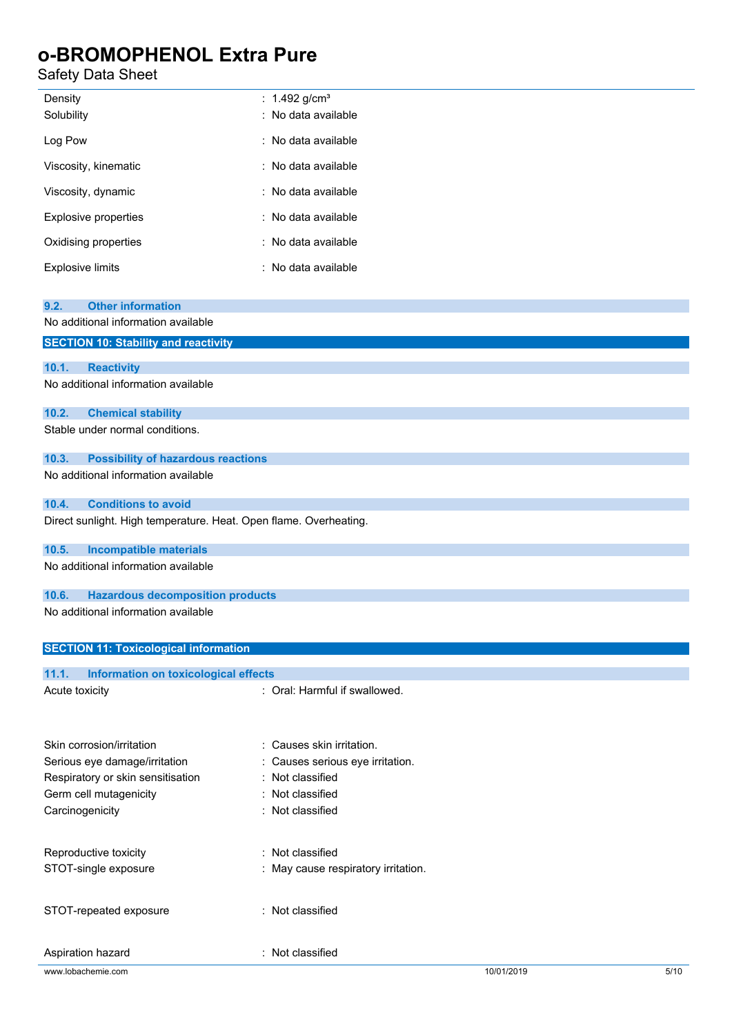| | |
|---|---|
| Density | : 1.492 g/cm³ |
| Solubility | : No data available |
| Log Pow | : No data available |
| Viscosity, kinematic | : No data available |
| Viscosity, dynamic | : No data available |
| Explosive properties | : No data available |
| Oxidising properties | : No data available |
| Explosive limits | : No data available |

### 9.2. Other information

No additional information available

## SECTION 10: Stability and reactivity

### 10.1. Reactivity

No additional information available

### 10.2. Chemical stability

Stable under normal conditions.

### 10.3. Possibility of hazardous reactions

No additional information available

### 10.4. Conditions to avoid

Direct sunlight. High temperature. Heat. Open flame. Overheating.

### 10.5. Incompatible materials

No additional information available

### 10.6. Hazardous decomposition products

No additional information available

## SECTION 11: Toxicological information

### 11.1. Information on toxicological effects

| | |
|---|---|
| Acute toxicity | : Oral: Harmful if swallowed. |
| Skin corrosion/irritation | : Causes skin irritation. |
| Serious eye damage/irritation | : Causes serious eye irritation. |
| Respiratory or skin sensitisation | : Not classified |
| Germ cell mutagenicity | : Not classified |
| Carcinogenicity | : Not classified |
| Reproductive toxicity | : Not classified |
| STOT-single exposure | : May cause respiratory irritation. |
| STOT-repeated exposure | : Not classified |
| Aspiration hazard | : Not classified |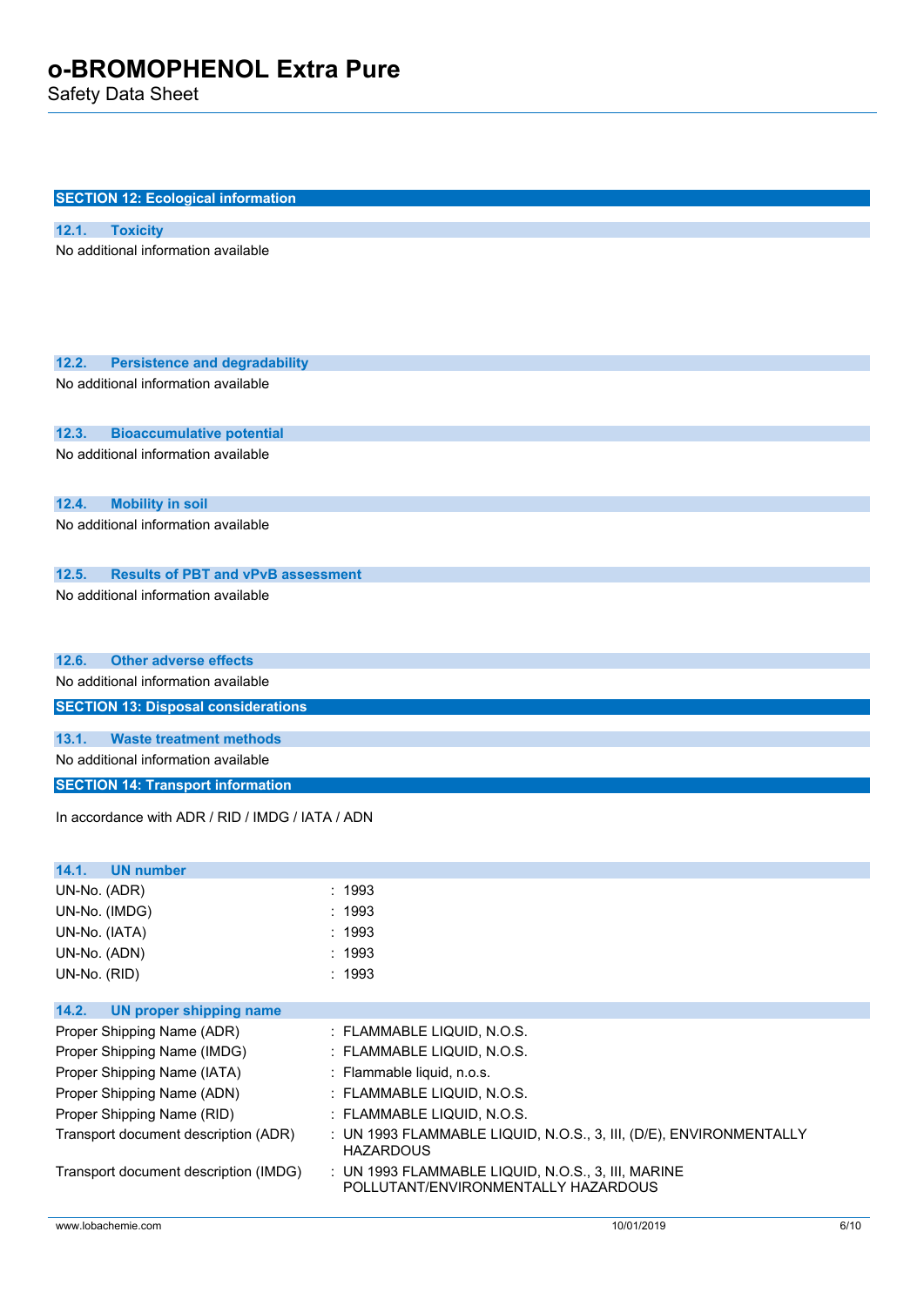## SECTION 12: Ecological information

### 12.1. Toxicity

No additional information available

### 12.2. Persistence and degradability

No additional information available

### 12.3. Bioaccumulative potential

No additional information available

### 12.4. Mobility in soil

No additional information available

### 12.5. Results of PBT and vPvB assessment

No additional information available

### 12.6. Other adverse effects

No additional information available

## SECTION 13: Disposal considerations

### 13.1. Waste treatment methods

No additional information available

## SECTION 14: Transport information

In accordance with ADR / RID / IMDG / IATA / ADN

### 14.1. UN number

| | |
|---|---|
| UN-No. (ADR) | : 1993 |
| UN-No. (IMDG) | : 1993 |
| UN-No. (IATA) | : 1993 |
| UN-No. (ADN) | : 1993 |
| UN-No. (RID) | : 1993 |

### 14.2. UN proper shipping name

| | |
|---|---|
| Proper Shipping Name (ADR) | : FLAMMABLE LIQUID, N.O.S. |
| Proper Shipping Name (IMDG) | : FLAMMABLE LIQUID, N.O.S. |
| Proper Shipping Name (IATA) | : Flammable liquid, n.o.s. |
| Proper Shipping Name (ADN) | : FLAMMABLE LIQUID, N.O.S. |
| Proper Shipping Name (RID) | : FLAMMABLE LIQUID, N.O.S. |
| Transport document description (ADR) | : UN 1993 FLAMMABLE LIQUID, N.O.S., 3, III, (D/E), ENVIRONMENTALLY HAZARDOUS |
| Transport document description (IMDG) | : UN 1993 FLAMMABLE LIQUID, N.O.S., 3, III, MARINE POLLUTANT/ENVIRONMENTALLY HAZARDOUS |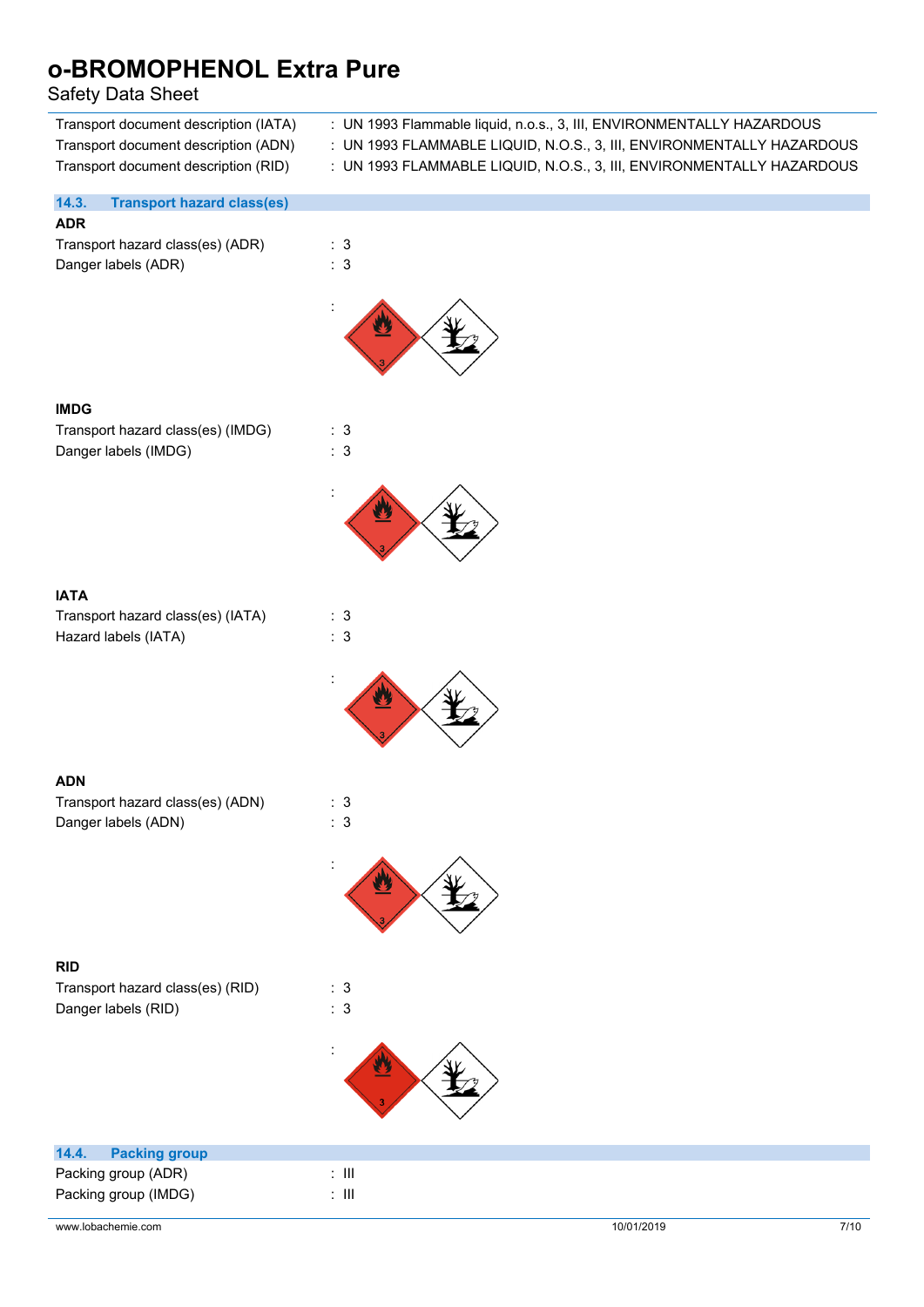Transport document description (IATA) : UN 1993 Flammable liquid, n.o.s., 3, III, ENVIRONMENTALLY HAZARDOUS
Transport document description (ADN) : UN 1993 FLAMMABLE LIQUID, N.O.S., 3, III, ENVIRONMENTALLY HAZARDOUS
Transport document description (RID) : UN 1993 FLAMMABLE LIQUID, N.O.S., 3, III, ENVIRONMENTALLY HAZARDOUS

## 14.3. Transport hazard class(es)

**ADR**

Transport hazard class(es) (ADR) : 3
Danger labels (ADR) : 3

:

**IMDG**

Transport hazard class(es) (IMDG) : 3
Danger labels (IMDG) : 3

:

**IATA**

Transport hazard class(es) (IATA) : 3
Hazard labels (IATA) : 3

:

**ADN**

Transport hazard class(es) (ADN) : 3
Danger labels (ADN) : 3

:

**RID**

Transport hazard class(es) (RID) : 3
Danger labels (RID) : 3

:

## 14.4. Packing group

Packing group (ADR) : III
Packing group (IMDG) : III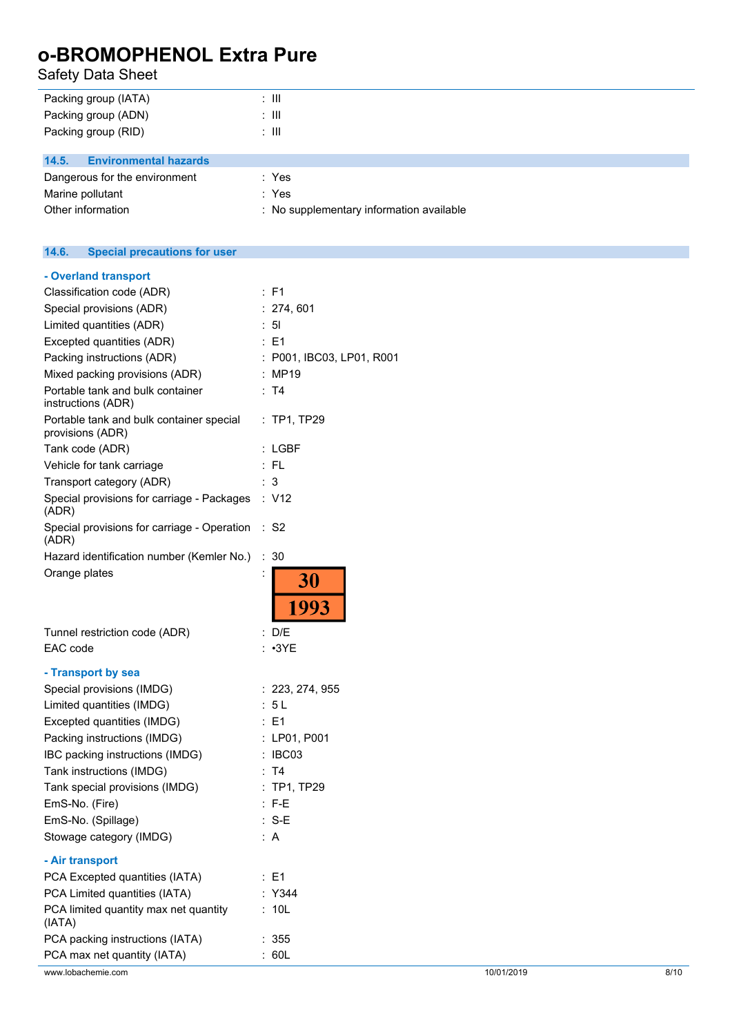Packing group (IATA) : III

Packing group (ADN) : III

Packing group (RID) : III

### 14.5. Environmental hazards

Dangerous for the environment : Yes

Marine pollutant : Yes

Other information : No supplementary information available

### 14.6. Special precautions for user

**- Overland transport**

Classification code (ADR) : F1

Special provisions (ADR) : 274, 601

Limited quantities (ADR) : 5l

Excepted quantities (ADR) : E1

Packing instructions (ADR) : P001, IBC03, LP01, R001

Mixed packing provisions (ADR) : MP19

Portable tank and bulk container instructions (ADR) : T4

Portable tank and bulk container special provisions (ADR) : TP1, TP29

Tank code (ADR) : LGBF

Vehicle for tank carriage : FL

Transport category (ADR) : 3

Special provisions for carriage - Packages (ADR) : V12

Special provisions for carriage - Operation (ADR) : S2

Hazard identification number (Kemler No.) : 30

Orange plates :

| 30 |
|---|
| 1993 |

Tunnel restriction code (ADR) : D/E

EAC code : •3YE

**- Transport by sea**

Special provisions (IMDG) : 223, 274, 955

Limited quantities (IMDG) : 5 L

Excepted quantities (IMDG) : E1

Packing instructions (IMDG) : LP01, P001

IBC packing instructions (IMDG) : IBC03

Tank instructions (IMDG) : T4

Tank special provisions (IMDG) : TP1, TP29

EmS-No. (Fire) : F-E

EmS-No. (Spillage) : S-E

Stowage category (IMDG) : A

**- Air transport**

PCA Excepted quantities (IATA) : E1

PCA Limited quantities (IATA) : Y344

PCA limited quantity max net quantity (IATA) : 10L

PCA packing instructions (IATA) : 355

PCA max net quantity (IATA) : 60L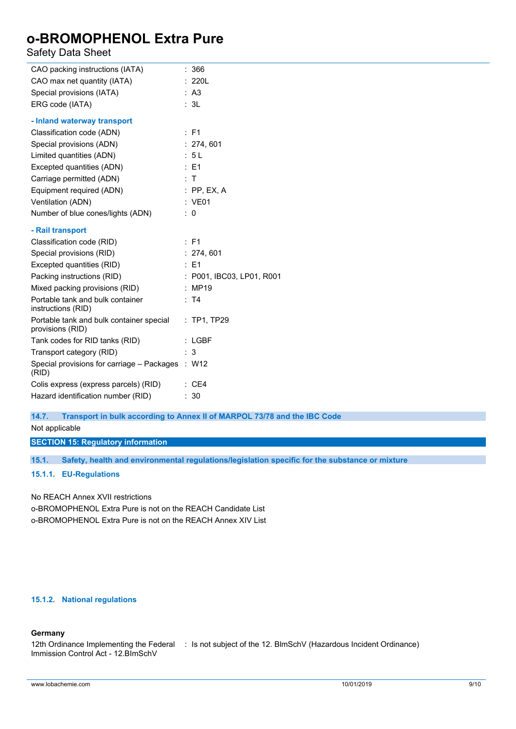| | |
|---|---|
| CAO packing instructions (IATA) | : 366 |
| CAO max net quantity (IATA) | : 220L |
| Special provisions (IATA) | : A3 |
| ERG code (IATA) | : 3L |

**- Inland waterway transport**

| | |
|---|---|
| Classification code (ADN) | : F1 |
| Special provisions (ADN) | : 274, 601 |
| Limited quantities (ADN) | : 5 L |
| Excepted quantities (ADN) | : E1 |
| Carriage permitted (ADN) | : T |
| Equipment required (ADN) | : PP, EX, A |
| Ventilation (ADN) | : VE01 |
| Number of blue cones/lights (ADN) | : 0 |

**- Rail transport**

| | |
|---|---|
| Classification code (RID) | : F1 |
| Special provisions (RID) | : 274, 601 |
| Excepted quantities (RID) | : E1 |
| Packing instructions (RID) | : P001, IBC03, LP01, R001 |
| Mixed packing provisions (RID) | : MP19 |
| Portable tank and bulk container instructions (RID) | : T4 |
| Portable tank and bulk container special provisions (RID) | : TP1, TP29 |
| Tank codes for RID tanks (RID) | : LGBF |
| Transport category (RID) | : 3 |
| Special provisions for carriage – Packages (RID) | : W12 |
| Colis express (express parcels) (RID) | : CE4 |
| Hazard identification number (RID) | : 30 |

### 14.7. Transport in bulk according to Annex II of MARPOL 73/78 and the IBC Code

Not applicable

## SECTION 15: Regulatory information

### 15.1. Safety, health and environmental regulations/legislation specific for the substance or mixture

#### 15.1.1. EU-Regulations

No REACH Annex XVII restrictions

o-BROMOPHENOL Extra Pure is not on the REACH Candidate List

o-BROMOPHENOL Extra Pure is not on the REACH Annex XIV List

#### 15.1.2. National regulations

**Germany**

| | |
|---|---|
| 12th Ordinance Implementing the Federal Immission Control Act - 12.BImSchV | : Is not subject of the 12. BlmSchV (Hazardous Incident Ordinance) |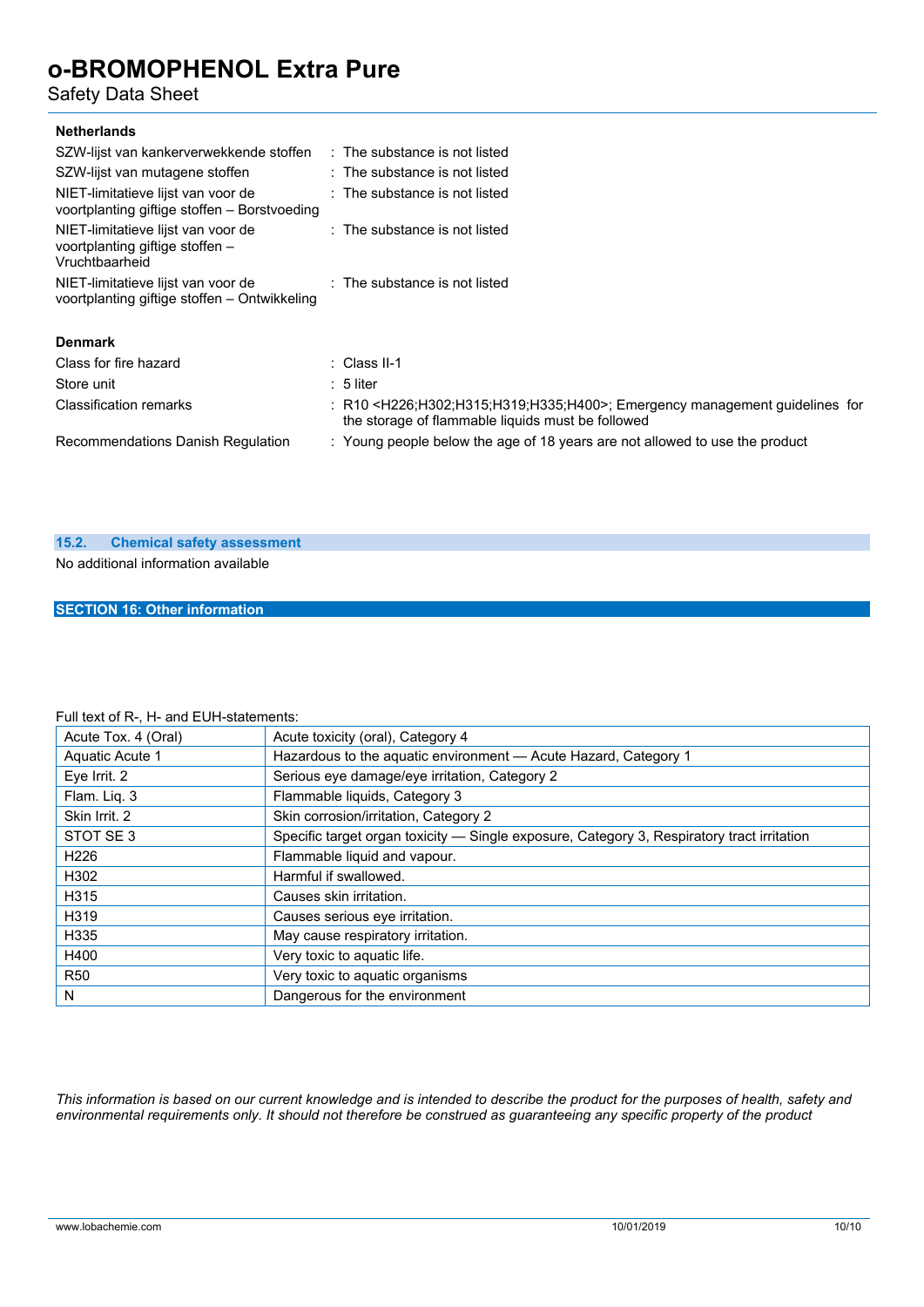**Netherlands**

| | |
|---|---|
| SZW-lijst van kankerverwekkende stoffen | : The substance is not listed |
| SZW-lijst van mutagene stoffen | : The substance is not listed |
| NIET-limitatieve lijst van voor de voortplanting giftige stoffen – Borstvoeding | : The substance is not listed |
| NIET-limitatieve lijst van voor de voortplanting giftige stoffen – Vruchtbaarheid | : The substance is not listed |
| NIET-limitatieve lijst van voor de voortplanting giftige stoffen – Ontwikkeling | : The substance is not listed |

**Denmark**

| | |
|---|---|
| Class for fire hazard | : Class II-1 |
| Store unit | : 5 liter |
| Classification remarks | : R10 <H226;H302;H315;H319;H335;H400>; Emergency management guidelines for the storage of flammable liquids must be followed |
| Recommendations Danish Regulation | : Young people below the age of 18 years are not allowed to use the product |

### 15.2. Chemical safety assessment

No additional information available

## SECTION 16: Other information

Full text of R-, H- and EUH-statements:

| | |
|---|---|
| Acute Tox. 4 (Oral) | Acute toxicity (oral), Category 4 |
| Aquatic Acute 1 | Hazardous to the aquatic environment — Acute Hazard, Category 1 |
| Eye Irrit. 2 | Serious eye damage/eye irritation, Category 2 |
| Flam. Liq. 3 | Flammable liquids, Category 3 |
| Skin Irrit. 2 | Skin corrosion/irritation, Category 2 |
| STOT SE 3 | Specific target organ toxicity — Single exposure, Category 3, Respiratory tract irritation |
| H226 | Flammable liquid and vapour. |
| H302 | Harmful if swallowed. |
| H315 | Causes skin irritation. |
| H319 | Causes serious eye irritation. |
| H335 | May cause respiratory irritation. |
| H400 | Very toxic to aquatic life. |
| R50 | Very toxic to aquatic organisms |
| N | Dangerous for the environment |

*This information is based on our current knowledge and is intended to describe the product for the purposes of health, safety and environmental requirements only. It should not therefore be construed as guaranteeing any specific property of the product*